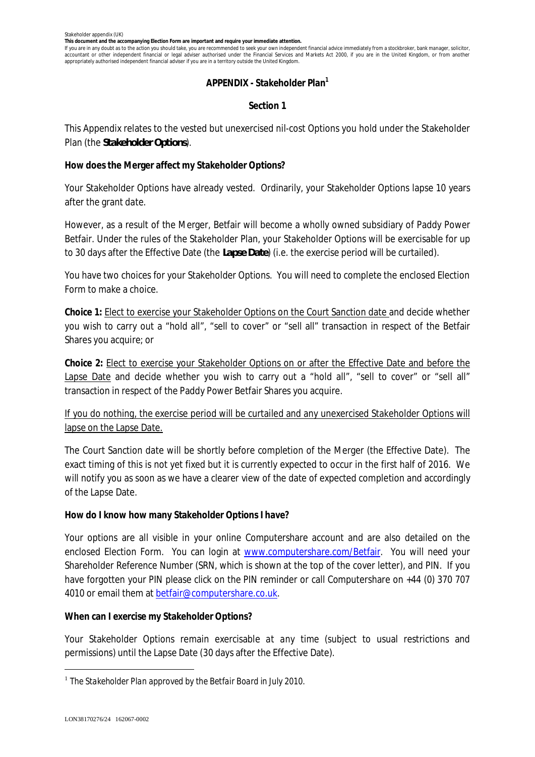Stakeholder appendix (UK)

**This document and the accompanying Election Form are important and require your immediate attention.**

If you are in any doubt as to the action you should take, you are recommended to seek your own independent financial advice immediately from a stockbroker, bank manager, solicitor, accountant or other independent financial or legal adviser authorised under the Financial Services and Markets Act 2000, if you are in the United Kingdom, or from another appropriately authorised independent financial adviser if you are in a territory outside the United Kingdom.

# APPENDIX - Stakeholder Plan[1]

## Section 1

This Appendix relates to the vested but unexercised nil-cost Options you hold under the Stakeholder Plan (the **Stakeholder Options**).

**How does the Merger affect my Stakeholder Options?**

Your Stakeholder Options have already vested. Ordinarily, your Stakeholder Options lapse 10 years after the grant date.

However, as a result of the Merger, Betfair will become a wholly owned subsidiary of Paddy Power Betfair. Under the rules of the Stakeholder Plan, your Stakeholder Options will be exercisable for up to 30 days after the Effective Date (the **Lapse Date**) (i.e. the exercise period will be curtailed).

You have two choices for your Stakeholder Options. You will need to complete the enclosed Election Form to make a choice.

**Choice 1:** <u>Elect to exercise your Stakeholder Options on the Court Sanction date</u> and decide whether you wish to carry out a "hold all", "sell to cover" or "sell all" transaction in respect of the Betfair Shares you acquire; or

**Choice 2:** <u>Elect to exercise your Stakeholder Options on or after the Effective Date and before the Lapse Date</u> and decide whether you wish to carry out a "hold all", "sell to cover" or "sell all" transaction in respect of the Paddy Power Betfair Shares you acquire.

<u>If you do nothing, the exercise period will be curtailed and any unexercised Stakeholder Options will lapse on the Lapse Date.</u>

The Court Sanction date will be shortly before completion of the Merger (the Effective Date). The exact timing of this is not yet fixed but it is currently expected to occur in the first half of 2016. We will notify you as soon as we have a clearer view of the date of expected completion and accordingly of the Lapse Date.

**How do I know how many Stakeholder Options I have?**

Your options are all visible in your online Computershare account and are also detailed on the enclosed Election Form. You can login at www.computershare.com/Betfair. You will need your Shareholder Reference Number (SRN, which is shown at the top of the cover letter), and PIN. If you have forgotten your PIN please click on the PIN reminder or call Computershare on +44 (0) 370 707 4010 or email them at betfair@computershare.co.uk.

**When can I exercise my Stakeholder Options?**

Your Stakeholder Options remain exercisable at any time (subject to usual restrictions and permissions) until the Lapse Date (30 days after the Effective Date).

[1] *The Stakeholder Plan approved by the Betfair Board in July 2010.*

LON38170276/24 162067-0002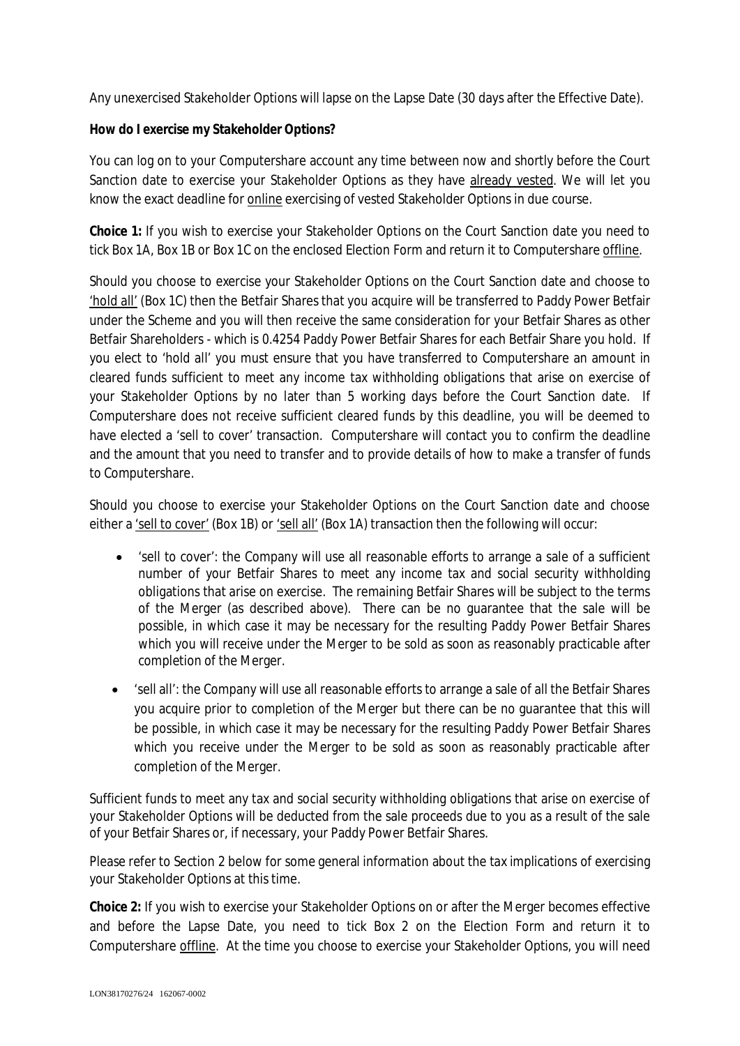Any unexercised Stakeholder Options will lapse on the Lapse Date (30 days after the Effective Date).

**How do I exercise my Stakeholder Options?**

You can log on to your Computershare account any time between now and shortly before the Court Sanction date to exercise your Stakeholder Options as they have already vested. We will let you know the exact deadline for online exercising of vested Stakeholder Options in due course.

**Choice 1:** If you wish to exercise your Stakeholder Options on the Court Sanction date you need to tick Box 1A, Box 1B or Box 1C on the enclosed Election Form and return it to Computershare offline.

Should you choose to exercise your Stakeholder Options on the Court Sanction date and choose to 'hold all' (Box 1C) then the Betfair Shares that you acquire will be transferred to Paddy Power Betfair under the Scheme and you will then receive the same consideration for your Betfair Shares as other Betfair Shareholders - which is 0.4254 Paddy Power Betfair Shares for each Betfair Share you hold. If you elect to 'hold all' you must ensure that you have transferred to Computershare an amount in cleared funds sufficient to meet any income tax withholding obligations that arise on exercise of your Stakeholder Options by no later than 5 working days before the Court Sanction date. If Computershare does not receive sufficient cleared funds by this deadline, you will be deemed to have elected a 'sell to cover' transaction. Computershare will contact you to confirm the deadline and the amount that you need to transfer and to provide details of how to make a transfer of funds to Computershare.

Should you choose to exercise your Stakeholder Options on the Court Sanction date and choose either a 'sell to cover' (Box 1B) or 'sell all' (Box 1A) transaction then the following will occur:

- 'sell to cover': the Company will use all reasonable efforts to arrange a sale of a sufficient number of your Betfair Shares to meet any income tax and social security withholding obligations that arise on exercise. The remaining Betfair Shares will be subject to the terms of the Merger (as described above). There can be no guarantee that the sale will be possible, in which case it may be necessary for the resulting Paddy Power Betfair Shares which you will receive under the Merger to be sold as soon as reasonably practicable after completion of the Merger.
- 'sell all': the Company will use all reasonable efforts to arrange a sale of all the Betfair Shares you acquire prior to completion of the Merger but there can be no guarantee that this will be possible, in which case it may be necessary for the resulting Paddy Power Betfair Shares which you receive under the Merger to be sold as soon as reasonably practicable after completion of the Merger.

Sufficient funds to meet any tax and social security withholding obligations that arise on exercise of your Stakeholder Options will be deducted from the sale proceeds due to you as a result of the sale of your Betfair Shares or, if necessary, your Paddy Power Betfair Shares.

Please refer to Section 2 below for some general information about the tax implications of exercising your Stakeholder Options at this time.

**Choice 2:** If you wish to exercise your Stakeholder Options on or after the Merger becomes effective and before the Lapse Date, you need to tick Box 2 on the Election Form and return it to Computershare offline. At the time you choose to exercise your Stakeholder Options, you will need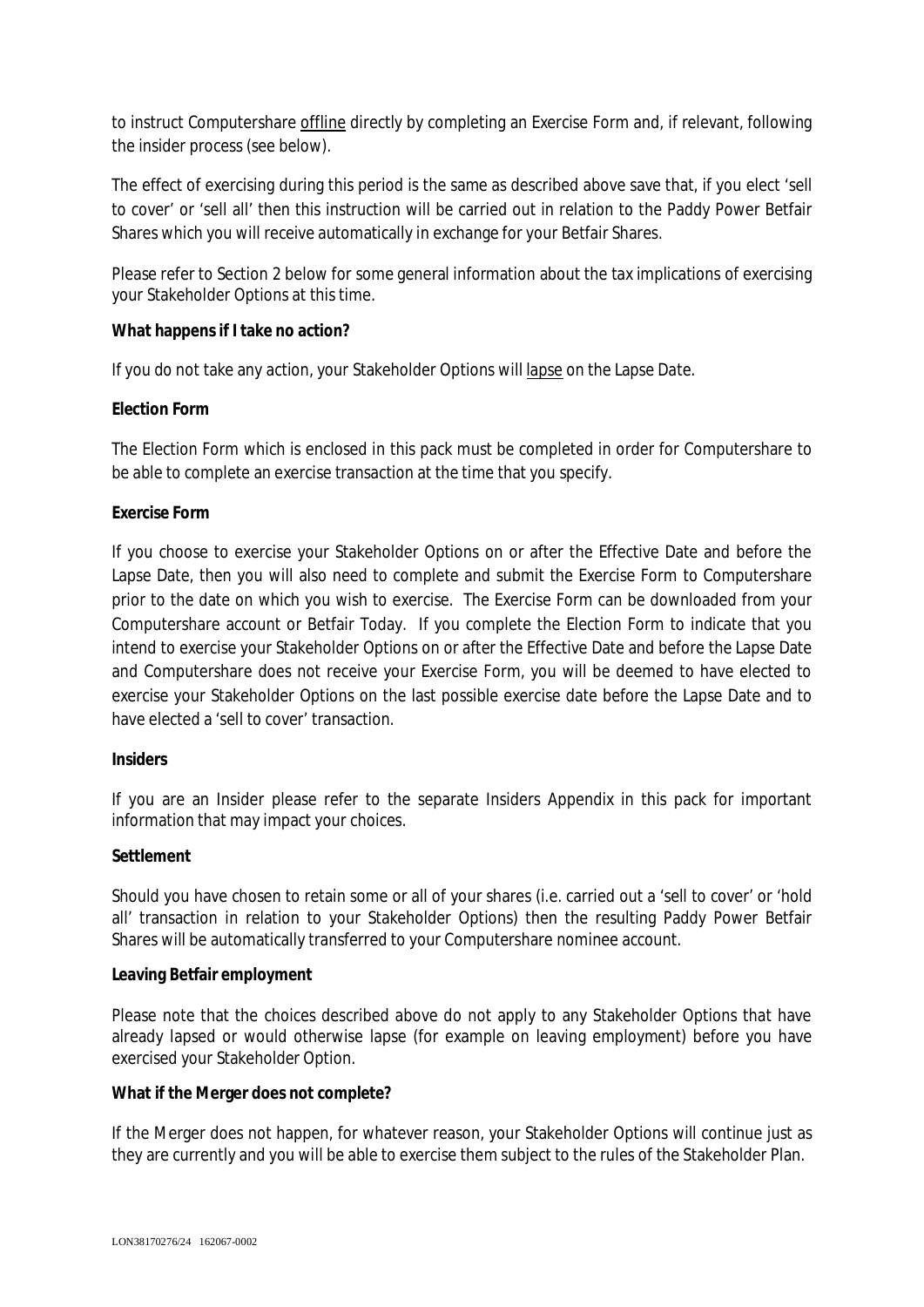to instruct Computershare offline directly by completing an Exercise Form and, if relevant, following the insider process (see below).

The effect of exercising during this period is the same as described above save that, if you elect 'sell to cover' or 'sell all' then this instruction will be carried out in relation to the Paddy Power Betfair Shares which you will receive automatically in exchange for your Betfair Shares.

Please refer to Section 2 below for some general information about the tax implications of exercising your Stakeholder Options at this time.

**What happens if I take no action?**

If you do not take any action, your Stakeholder Options will lapse on the Lapse Date.

**Election Form**

The Election Form which is enclosed in this pack must be completed in order for Computershare to be able to complete an exercise transaction at the time that you specify.

**Exercise Form**

If you choose to exercise your Stakeholder Options on or after the Effective Date and before the Lapse Date, then you will also need to complete and submit the Exercise Form to Computershare prior to the date on which you wish to exercise. The Exercise Form can be downloaded from your Computershare account or Betfair Today. If you complete the Election Form to indicate that you intend to exercise your Stakeholder Options on or after the Effective Date and before the Lapse Date and Computershare does not receive your Exercise Form, you will be deemed to have elected to exercise your Stakeholder Options on the last possible exercise date before the Lapse Date and to have elected a 'sell to cover' transaction.

**Insiders**

If you are an Insider please refer to the separate Insiders Appendix in this pack for important information that may impact your choices.

**Settlement**

Should you have chosen to retain some or all of your shares (i.e. carried out a 'sell to cover' or 'hold all' transaction in relation to your Stakeholder Options) then the resulting Paddy Power Betfair Shares will be automatically transferred to your Computershare nominee account.

**Leaving Betfair employment**

Please note that the choices described above do not apply to any Stakeholder Options that have already lapsed or would otherwise lapse (for example on leaving employment) before you have exercised your Stakeholder Option.

**What if the Merger does not complete?**

If the Merger does not happen, for whatever reason, your Stakeholder Options will continue just as they are currently and you will be able to exercise them subject to the rules of the Stakeholder Plan.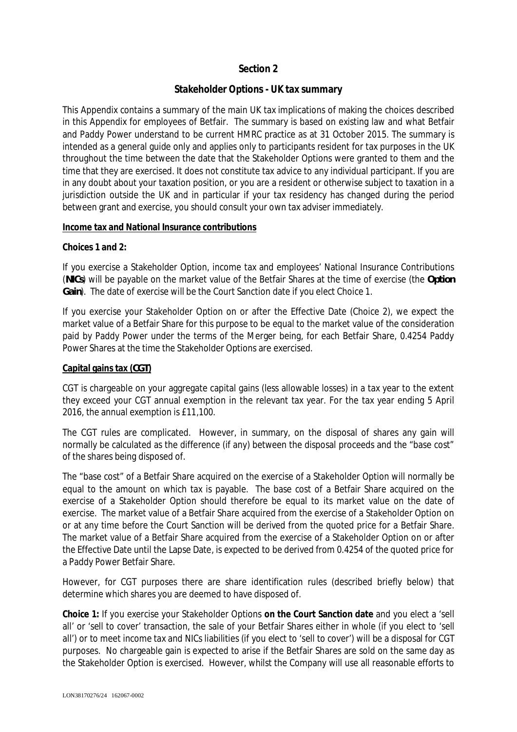## Section 2

## Stakeholder Options - UK tax summary

This Appendix contains a summary of the main UK tax implications of making the choices described in this Appendix for employees of Betfair. The summary is based on existing law and what Betfair and Paddy Power understand to be current HMRC practice as at 31 October 2015. The summary is intended as a general guide only and applies only to participants resident for tax purposes in the UK throughout the time between the date that the Stakeholder Options were granted to them and the time that they are exercised. It does not constitute tax advice to any individual participant. If you are in any doubt about your taxation position, or you are a resident or otherwise subject to taxation in a jurisdiction outside the UK and in particular if your tax residency has changed during the period between grant and exercise, you should consult your own tax adviser immediately.

**Income tax and National Insurance contributions**

**Choices 1 and 2:**

If you exercise a Stakeholder Option, income tax and employees' National Insurance Contributions (**NICs**) will be payable on the market value of the Betfair Shares at the time of exercise (the ***Option Gain***). The date of exercise will be the Court Sanction date if you elect Choice 1.

If you exercise your Stakeholder Option on or after the Effective Date (Choice 2), we expect the market value of a Betfair Share for this purpose to be equal to the market value of the consideration paid by Paddy Power under the terms of the Merger being, for each Betfair Share, 0.4254 Paddy Power Shares at the time the Stakeholder Options are exercised.

**Capital gains tax (CGT)**

CGT is chargeable on your aggregate capital gains (less allowable losses) in a tax year to the extent they exceed your CGT annual exemption in the relevant tax year. For the tax year ending 5 April 2016, the annual exemption is £11,100.

The CGT rules are complicated. However, in summary, on the disposal of shares any gain will normally be calculated as the difference (if any) between the disposal proceeds and the "base cost" of the shares being disposed of.

The "base cost" of a Betfair Share acquired on the exercise of a Stakeholder Option will normally be equal to the amount on which tax is payable. The base cost of a Betfair Share acquired on the exercise of a Stakeholder Option should therefore be equal to its market value on the date of exercise. The market value of a Betfair Share acquired from the exercise of a Stakeholder Option on or at any time before the Court Sanction will be derived from the quoted price for a Betfair Share. The market value of a Betfair Share acquired from the exercise of a Stakeholder Option on or after the Effective Date until the Lapse Date, is expected to be derived from 0.4254 of the quoted price for a Paddy Power Betfair Share.

However, for CGT purposes there are share identification rules (described briefly below) that determine which shares you are deemed to have disposed of.

**Choice 1:** If you exercise your Stakeholder Options **on the Court Sanction date** and you elect a 'sell all' or 'sell to cover' transaction, the sale of your Betfair Shares either in whole (if you elect to 'sell all') or to meet income tax and NICs liabilities (if you elect to 'sell to cover') will be a disposal for CGT purposes. No chargeable gain is expected to arise if the Betfair Shares are sold on the same day as the Stakeholder Option is exercised. However, whilst the Company will use all reasonable efforts to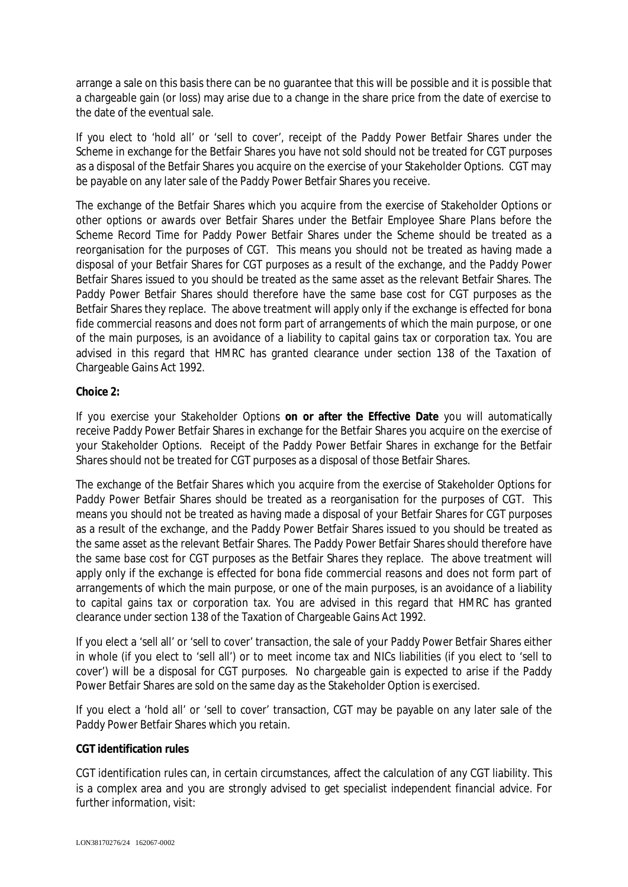arrange a sale on this basis there can be no guarantee that this will be possible and it is possible that a chargeable gain (or loss) may arise due to a change in the share price from the date of exercise to the date of the eventual sale.

If you elect to 'hold all' or 'sell to cover', receipt of the Paddy Power Betfair Shares under the Scheme in exchange for the Betfair Shares you have not sold should not be treated for CGT purposes as a disposal of the Betfair Shares you acquire on the exercise of your Stakeholder Options. CGT may be payable on any later sale of the Paddy Power Betfair Shares you receive.

The exchange of the Betfair Shares which you acquire from the exercise of Stakeholder Options or other options or awards over Betfair Shares under the Betfair Employee Share Plans before the Scheme Record Time for Paddy Power Betfair Shares under the Scheme should be treated as a reorganisation for the purposes of CGT. This means you should not be treated as having made a disposal of your Betfair Shares for CGT purposes as a result of the exchange, and the Paddy Power Betfair Shares issued to you should be treated as the same asset as the relevant Betfair Shares. The Paddy Power Betfair Shares should therefore have the same base cost for CGT purposes as the Betfair Shares they replace. The above treatment will apply only if the exchange is effected for bona fide commercial reasons and does not form part of arrangements of which the main purpose, or one of the main purposes, is an avoidance of a liability to capital gains tax or corporation tax. You are advised in this regard that HMRC has granted clearance under section 138 of the Taxation of Chargeable Gains Act 1992.

**Choice 2:**

If you exercise your Stakeholder Options **on or after the Effective Date** you will automatically receive Paddy Power Betfair Shares in exchange for the Betfair Shares you acquire on the exercise of your Stakeholder Options. Receipt of the Paddy Power Betfair Shares in exchange for the Betfair Shares should not be treated for CGT purposes as a disposal of those Betfair Shares.

The exchange of the Betfair Shares which you acquire from the exercise of Stakeholder Options for Paddy Power Betfair Shares should be treated as a reorganisation for the purposes of CGT. This means you should not be treated as having made a disposal of your Betfair Shares for CGT purposes as a result of the exchange, and the Paddy Power Betfair Shares issued to you should be treated as the same asset as the relevant Betfair Shares. The Paddy Power Betfair Shares should therefore have the same base cost for CGT purposes as the Betfair Shares they replace. The above treatment will apply only if the exchange is effected for bona fide commercial reasons and does not form part of arrangements of which the main purpose, or one of the main purposes, is an avoidance of a liability to capital gains tax or corporation tax. You are advised in this regard that HMRC has granted clearance under section 138 of the Taxation of Chargeable Gains Act 1992.

If you elect a 'sell all' or 'sell to cover' transaction, the sale of your Paddy Power Betfair Shares either in whole (if you elect to 'sell all') or to meet income tax and NICs liabilities (if you elect to 'sell to cover') will be a disposal for CGT purposes. No chargeable gain is expected to arise if the Paddy Power Betfair Shares are sold on the same day as the Stakeholder Option is exercised.

If you elect a 'hold all' or 'sell to cover' transaction, CGT may be payable on any later sale of the Paddy Power Betfair Shares which you retain.

**CGT identification rules**

CGT identification rules can, in certain circumstances, affect the calculation of any CGT liability. This is a complex area and you are strongly advised to get specialist independent financial advice. For further information, visit: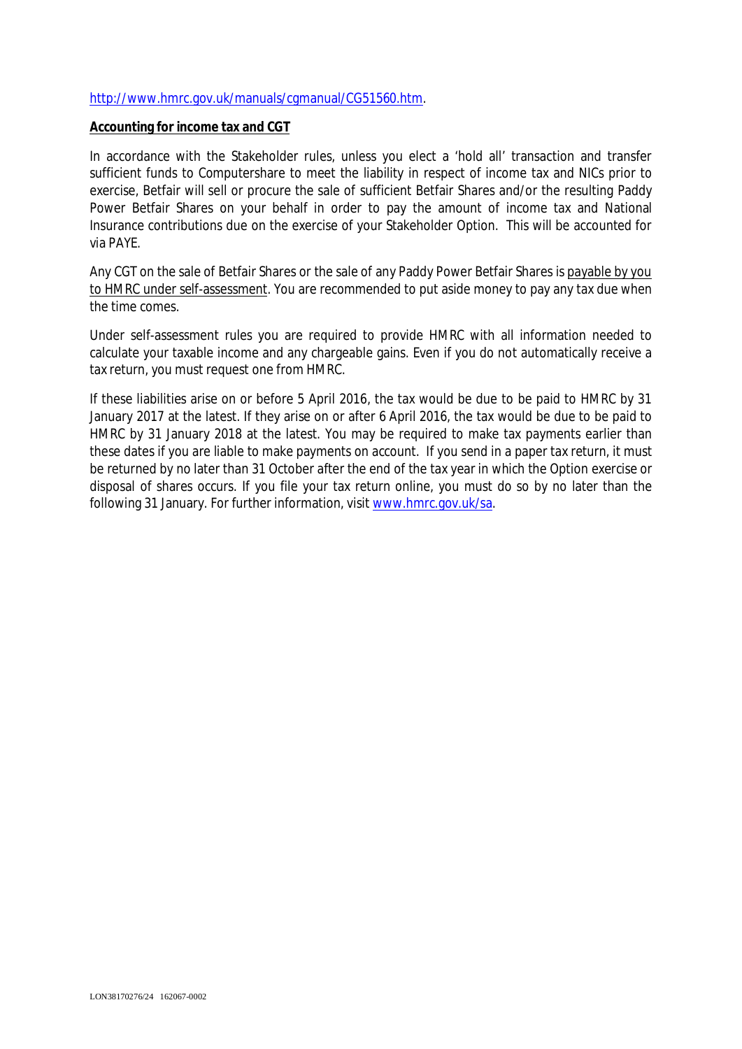http://www.hmrc.gov.uk/manuals/cgmanual/CG51560.htm.

**Accounting for income tax and CGT**

In accordance with the Stakeholder rules, unless you elect a 'hold all' transaction and transfer sufficient funds to Computershare to meet the liability in respect of income tax and NICs prior to exercise, Betfair will sell or procure the sale of sufficient Betfair Shares and/or the resulting Paddy Power Betfair Shares on your behalf in order to pay the amount of income tax and National Insurance contributions due on the exercise of your Stakeholder Option. This will be accounted for via PAYE.

Any CGT on the sale of Betfair Shares or the sale of any Paddy Power Betfair Shares is payable by you to HMRC under self-assessment. You are recommended to put aside money to pay any tax due when the time comes.

Under self-assessment rules you are required to provide HMRC with all information needed to calculate your taxable income and any chargeable gains. Even if you do not automatically receive a tax return, you must request one from HMRC.

If these liabilities arise on or before 5 April 2016, the tax would be due to be paid to HMRC by 31 January 2017 at the latest. If they arise on or after 6 April 2016, the tax would be due to be paid to HMRC by 31 January 2018 at the latest. You may be required to make tax payments earlier than these dates if you are liable to make payments on account. If you send in a paper tax return, it must be returned by no later than 31 October after the end of the tax year in which the Option exercise or disposal of shares occurs. If you file your tax return online, you must do so by no later than the following 31 January. For further information, visit www.hmrc.gov.uk/sa.